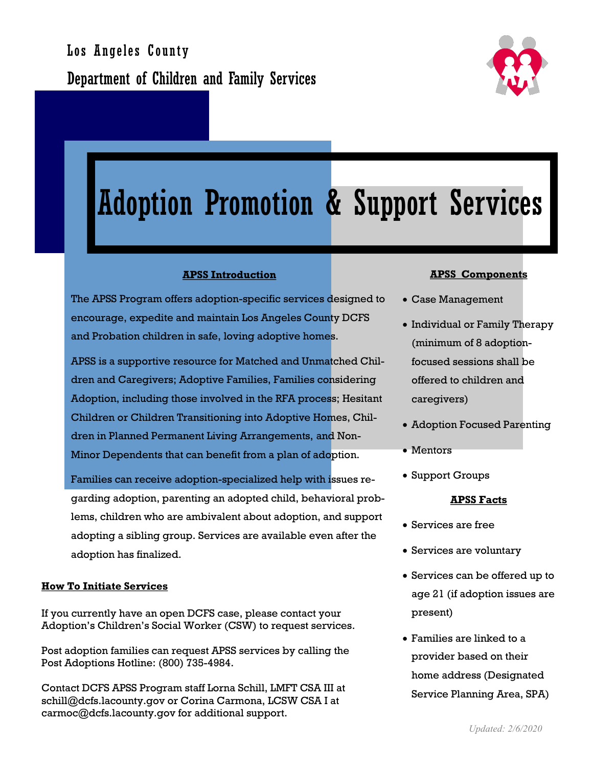Los Angeles County

Department of Children and Family Services

# Adoption Promotion & Support Services

## APSS Introduction

The APSS Program offers adoption-specific services designed to encourage, expedite and maintain Los Angeles County DCFS and Probation children in safe, loving adoptive homes.

APSS is a supportive resource for Matched and Unmatched Children and Caregivers; Adoptive Families, Families considering Adoption, including those involved in the RFA process; Hesitant Children or Children Transitioning into Adoptive Homes, Children in Planned Permanent Living Arrangements, and Non-Minor Dependents that can benefit from a plan of adoption.

Families can receive adoption-specialized help with issues regarding adoption, parenting an adopted child, behavioral problems, children who are ambivalent about adoption, and support adopting a sibling group. Services are available even after the adoption has finalized.

## How To Initiate Services

If you currently have an open DCFS case, please contact your Adoption's Children's Social Worker (CSW) to request services.

Post adoption families can request APSS services by calling the Post Adoptions Hotline: (800) 735-4984.

Contact DCFS APSS Program staff Lorna Schill, LMFT CSA III at schill@dcfs.lacounty.gov or Corina Carmona, LCSW CSA I at carmoc@dcfs.lacounty.gov for additional support.

## APSS Components

- Case Management
- Individual or Family Therapy (minimum of 8 adoption-focused sessions shall be offered to children and caregivers)
- Adoption Focused Parenting
- Mentors
- Support Groups

## APSS Facts

- Services are free
- Services are voluntary
- Services can be offered up to age 21 (if adoption issues are present)
- Families are linked to a provider based on their home address (Designated Service Planning Area, SPA)

*Updated: 2/6/2020*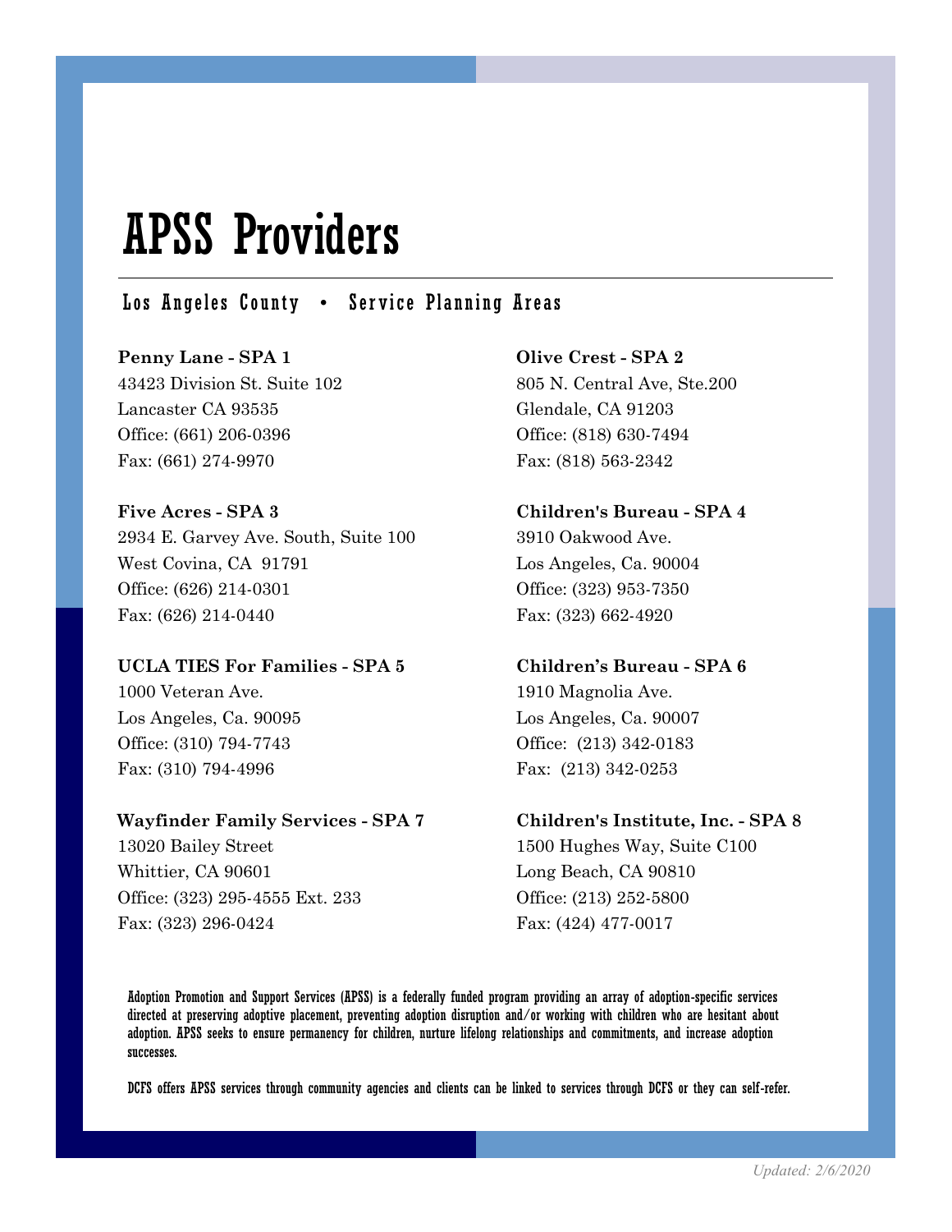# APSS Providers

## Los Angeles County • Service Planning Areas

**Penny Lane - SPA 1**
43423 Division St. Suite 102
Lancaster CA 93535
Office: (661) 206-0396
Fax: (661) 274-9970

**Olive Crest - SPA 2**
805 N. Central Ave, Ste.200
Glendale, CA 91203
Office: (818) 630-7494
Fax: (818) 563-2342

**Five Acres - SPA 3**
2934 E. Garvey Ave. South, Suite 100
West Covina, CA 91791
Office: (626) 214-0301
Fax: (626) 214-0440

**Children's Bureau - SPA 4**
3910 Oakwood Ave.
Los Angeles, Ca. 90004
Office: (323) 953-7350
Fax: (323) 662-4920

**UCLA TIES For Families - SPA 5**
1000 Veteran Ave.
Los Angeles, Ca. 90095
Office: (310) 794-7743
Fax: (310) 794-4996

**Children's Bureau - SPA 6**
1910 Magnolia Ave.
Los Angeles, Ca. 90007
Office: (213) 342-0183
Fax: (213) 342-0253

**Wayfinder Family Services - SPA 7**
13020 Bailey Street
Whittier, CA 90601
Office: (323) 295-4555 Ext. 233
Fax: (323) 296-0424

**Children's Institute, Inc. - SPA 8**
1500 Hughes Way, Suite C100
Long Beach, CA 90810
Office: (213) 252-5800
Fax: (424) 477-0017

Adoption Promotion and Support Services (APSS) is a federally funded program providing an array of adoption-specific services directed at preserving adoptive placement, preventing adoption disruption and/or working with children who are hesitant about adoption. APSS seeks to ensure permanency for children, nurture lifelong relationships and commitments, and increase adoption successes.

DCFS offers APSS services through community agencies and clients can be linked to services through DCFS or they can self-refer.

*Updated: 2/6/2020*